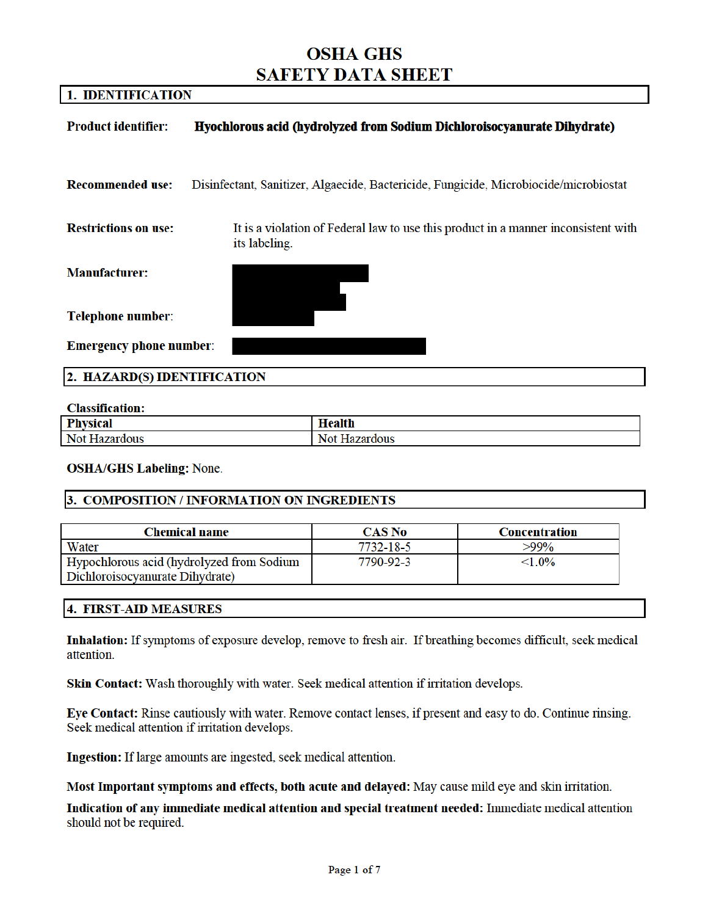# OSHA GHS SAFETY DATA SHEET

## 1. IDENTIFICATION

**Product identifier:** **Hyochlorous acid (hydrolyzed from Sodium Dichloroisocyanurate Dihydrate)**

**Recommended use:** Disinfectant, Sanitizer, Algaecide, Bactericide, Fungicide, Microbiocide/microbiostat

**Restrictions on use:** It is a violation of Federal law to use this product in a manner inconsistent with its labeling.

**Manufacturer:**

**Telephone number:**

**Emergency phone number:**

## 2. HAZARD(S) IDENTIFICATION

**Classification:**

| Physical | Health |
|---|---|
| Not Hazardous | Not Hazardous |

**OSHA/GHS Labeling:** None.

## 3. COMPOSITION / INFORMATION ON INGREDIENTS

| Chemical name | CAS No | Concentration |
|---|---|---|
| Water | 7732-18-5 | >99% |
| Hypochlorous acid (hydrolyzed from Sodium Dichloroisocyanurate Dihydrate) | 7790-92-3 | <1.0% |

## 4. FIRST-AID MEASURES

**Inhalation:** If symptoms of exposure develop, remove to fresh air. If breathing becomes difficult, seek medical attention.

**Skin Contact:** Wash thoroughly with water. Seek medical attention if irritation develops.

**Eye Contact:** Rinse cautiously with water. Remove contact lenses, if present and easy to do. Continue rinsing. Seek medical attention if irritation develops.

**Ingestion:** If large amounts are ingested, seek medical attention.

**Most Important symptoms and effects, both acute and delayed:** May cause mild eye and skin irritation.

**Indication of any immediate medical attention and special treatment needed:** Immediate medical attention should not be required.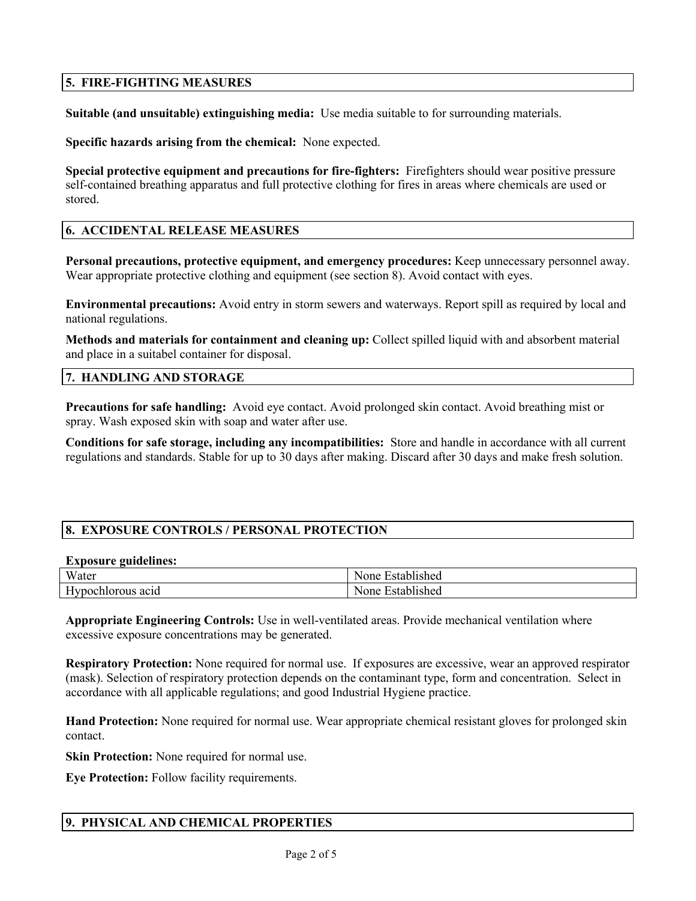## 5. FIRE-FIGHTING MEASURES

**Suitable (and unsuitable) extinguishing media:** Use media suitable to for surrounding materials.

**Specific hazards arising from the chemical:** None expected.

**Special protective equipment and precautions for fire-fighters:** Firefighters should wear positive pressure self-contained breathing apparatus and full protective clothing for fires in areas where chemicals are used or stored.

## 6. ACCIDENTAL RELEASE MEASURES

**Personal precautions, protective equipment, and emergency procedures:** Keep unnecessary personnel away. Wear appropriate protective clothing and equipment (see section 8). Avoid contact with eyes.

**Environmental precautions:** Avoid entry in storm sewers and waterways. Report spill as required by local and national regulations.

**Methods and materials for containment and cleaning up:** Collect spilled liquid with and absorbent material and place in a suitabel container for disposal.

## 7. HANDLING AND STORAGE

**Precautions for safe handling:** Avoid eye contact. Avoid prolonged skin contact. Avoid breathing mist or spray. Wash exposed skin with soap and water after use.

**Conditions for safe storage, including any incompatibilities:** Store and handle in accordance with all current regulations and standards. Stable for up to 30 days after making. Discard after 30 days and make fresh solution.

## 8. EXPOSURE CONTROLS / PERSONAL PROTECTION

**Exposure guidelines:**

| Water | None Established |
|---|---|
| Hypochlorous acid | None Established |

**Appropriate Engineering Controls:** Use in well-ventilated areas. Provide mechanical ventilation where excessive exposure concentrations may be generated.

**Respiratory Protection:** None required for normal use. If exposures are excessive, wear an approved respirator (mask). Selection of respiratory protection depends on the contaminant type, form and concentration. Select in accordance with all applicable regulations; and good Industrial Hygiene practice.

**Hand Protection:** None required for normal use. Wear appropriate chemical resistant gloves for prolonged skin contact.

**Skin Protection:** None required for normal use.

**Eye Protection:** Follow facility requirements.

## 9. PHYSICAL AND CHEMICAL PROPERTIES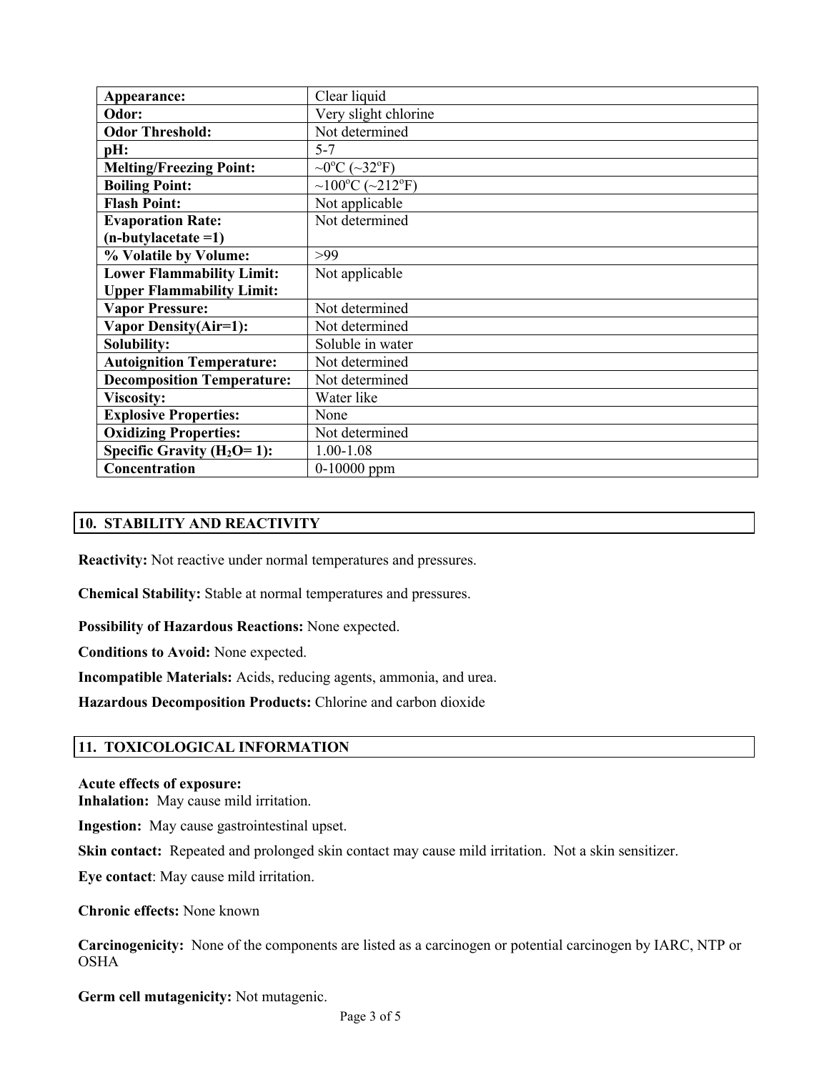| Appearance: | Clear liquid |
|---|---|
| Odor: | Very slight chlorine |
| Odor Threshold: | Not determined |
| pH: | 5-7 |
| Melting/Freezing Point: | ~0°C (~32°F) |
| Boiling Point: | ~100°C (~212°F) |
| Flash Point: | Not applicable |
| Evaporation Rate: (n-butylacetate =1) | Not determined |
| % Volatile by Volume: | >99 |
| Lower Flammability Limit: Upper Flammability Limit: | Not applicable |
| Vapor Pressure: | Not determined |
| Vapor Density(Air=1): | Not determined |
| Solubility: | Soluble in water |
| Autoignition Temperature: | Not determined |
| Decomposition Temperature: | Not determined |
| Viscosity: | Water like |
| Explosive Properties: | None |
| Oxidizing Properties: | Not determined |
| Specific Gravity ($H_2O$= 1): | 1.00-1.08 |
| Concentration | 0-10000 ppm |

## 10. STABILITY AND REACTIVITY

**Reactivity:** Not reactive under normal temperatures and pressures.

**Chemical Stability:** Stable at normal temperatures and pressures.

**Possibility of Hazardous Reactions:** None expected.

**Conditions to Avoid:** None expected.

**Incompatible Materials:** Acids, reducing agents, ammonia, and urea.

**Hazardous Decomposition Products:** Chlorine and carbon dioxide

## 11. TOXICOLOGICAL INFORMATION

**Acute effects of exposure:**

**Inhalation:** May cause mild irritation.

**Ingestion:** May cause gastrointestinal upset.

**Skin contact:** Repeated and prolonged skin contact may cause mild irritation. Not a skin sensitizer.

**Eye contact**: May cause mild irritation.

**Chronic effects:** None known

**Carcinogenicity:** None of the components are listed as a carcinogen or potential carcinogen by IARC, NTP or OSHA

**Germ cell mutagenicity:** Not mutagenic.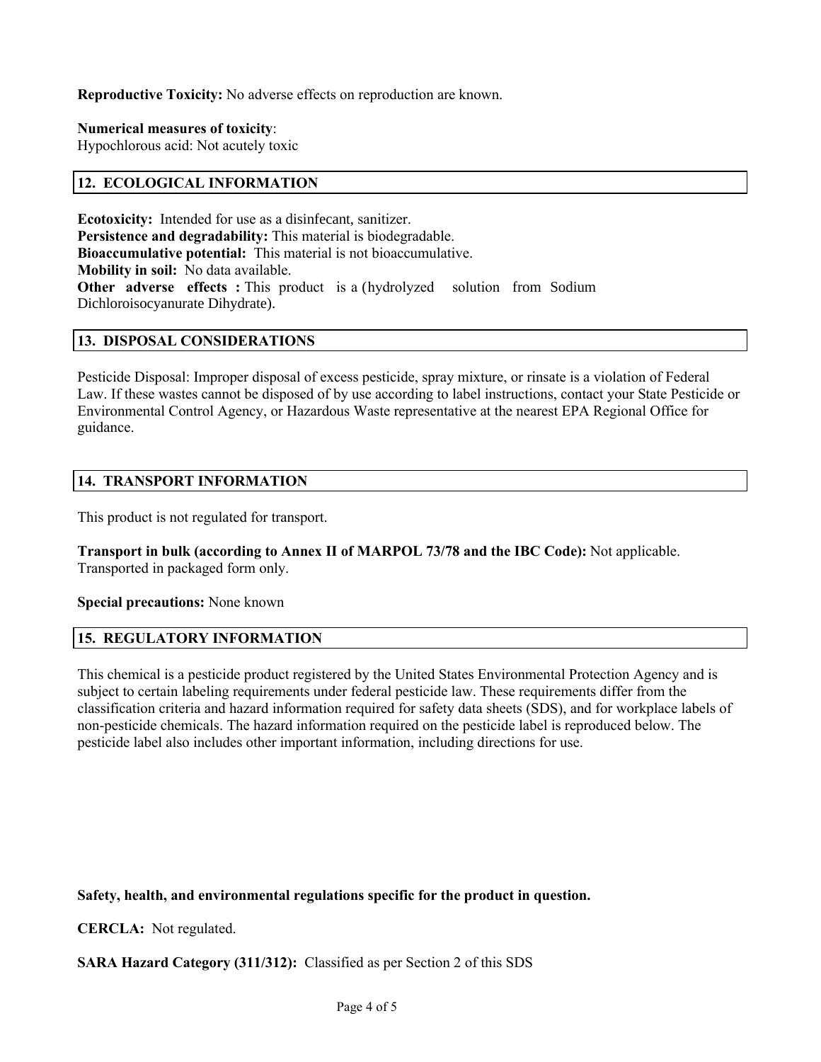**Reproductive Toxicity:** No adverse effects on reproduction are known.

**Numerical measures of toxicity**:
Hypochlorous acid: Not acutely toxic

## 12. ECOLOGICAL INFORMATION

**Ecotoxicity:** Intended for use as a disinfecant, sanitizer.
**Persistence and degradability:** This material is biodegradable.
**Bioaccumulative potential:** This material is not bioaccumulative.
**Mobility in soil:** No data available.
**Other adverse effects :** This product is a (hydrolyzed solution from Sodium Dichloroisocyanurate Dihydrate).

## 13. DISPOSAL CONSIDERATIONS

Pesticide Disposal: Improper disposal of excess pesticide, spray mixture, or rinsate is a violation of Federal Law. If these wastes cannot be disposed of by use according to label instructions, contact your State Pesticide or Environmental Control Agency, or Hazardous Waste representative at the nearest EPA Regional Office for guidance.

## 14. TRANSPORT INFORMATION

This product is not regulated for transport.

**Transport in bulk (according to Annex II of MARPOL 73/78 and the IBC Code):** Not applicable. Transported in packaged form only.

**Special precautions:** None known

## 15. REGULATORY INFORMATION

This chemical is a pesticide product registered by the United States Environmental Protection Agency and is subject to certain labeling requirements under federal pesticide law. These requirements differ from the classification criteria and hazard information required for safety data sheets (SDS), and for workplace labels of non-pesticide chemicals. The hazard information required on the pesticide label is reproduced below. The pesticide label also includes other important information, including directions for use.

**Safety, health, and environmental regulations specific for the product in question.**

**CERCLA:** Not regulated.

**SARA Hazard Category (311/312):** Classified as per Section 2 of this SDS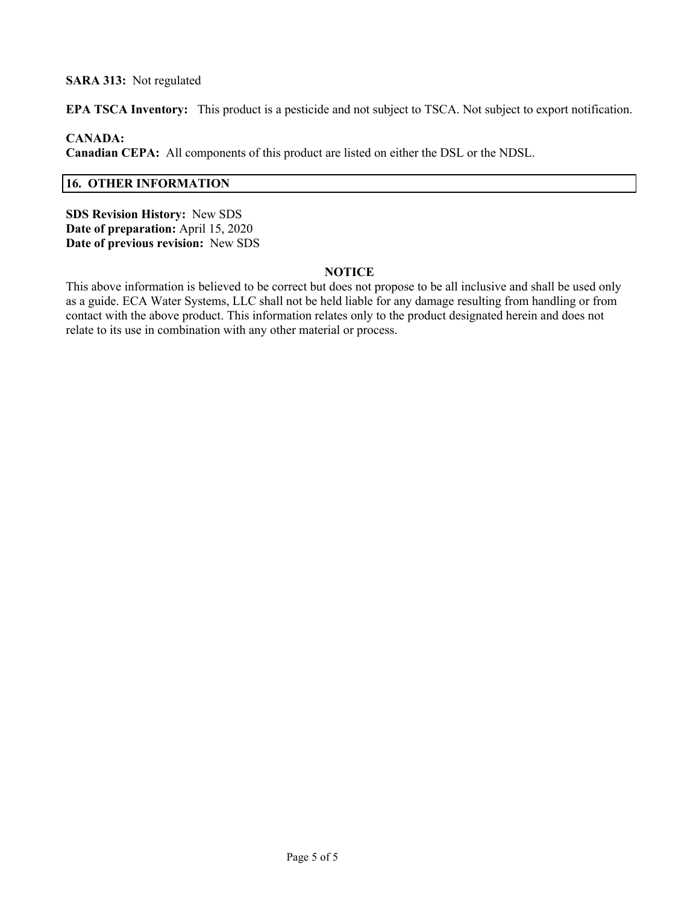**SARA 313:** Not regulated

**EPA TSCA Inventory:** This product is a pesticide and not subject to TSCA. Not subject to export notification.

**CANADA:**
**Canadian CEPA:** All components of this product are listed on either the DSL or the NDSL.

## 16. OTHER INFORMATION

**SDS Revision History:** New SDS
**Date of preparation:** April 15, 2020
**Date of previous revision:** New SDS

**NOTICE**

This above information is believed to be correct but does not propose to be all inclusive and shall be used only as a guide. ECA Water Systems, LLC shall not be held liable for any damage resulting from handling or from contact with the above product. This information relates only to the product designated herein and does not relate to its use in combination with any other material or process.